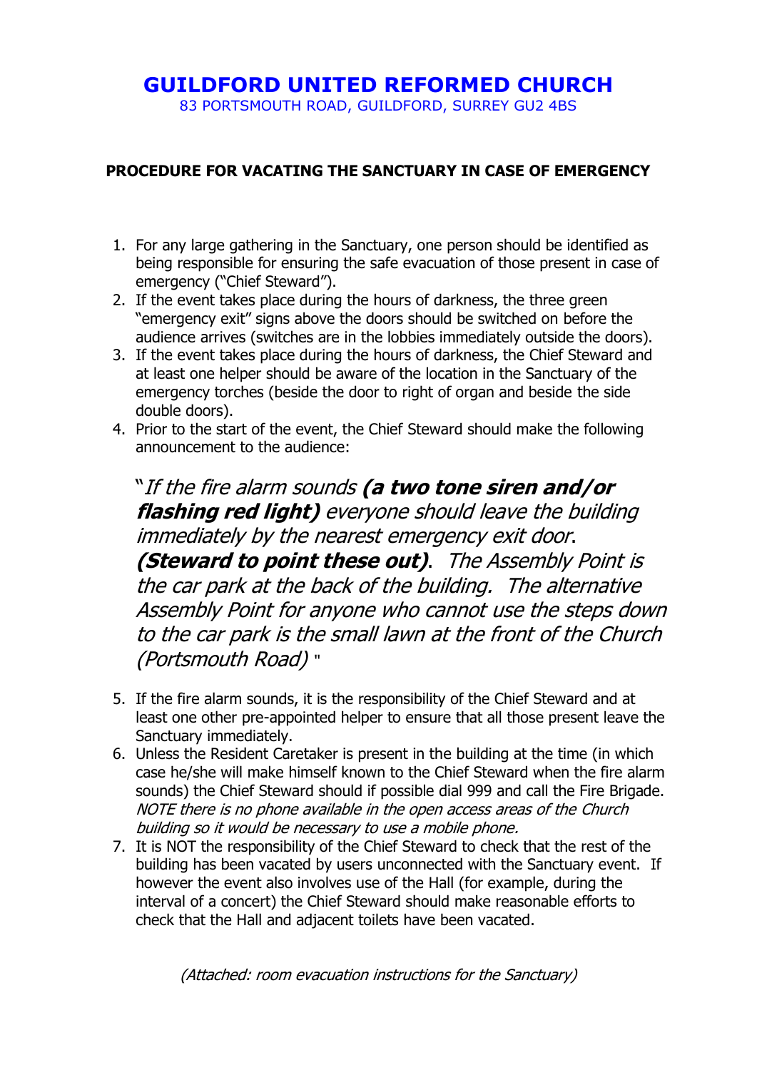# GUILDFORD UNITED REFORMED CHURCH

83 PORTSMOUTH ROAD, GUILDFORD, SURREY GU2 4BS

**PROCEDURE FOR VACATING THE SANCTUARY IN CASE OF EMERGENCY**

1. For any large gathering in the Sanctuary, one person should be identified as being responsible for ensuring the safe evacuation of those present in case of emergency ("Chief Steward").
2. If the event takes place during the hours of darkness, the three green "emergency exit" signs above the doors should be switched on before the audience arrives (switches are in the lobbies immediately outside the doors).
3. If the event takes place during the hours of darkness, the Chief Steward and at least one helper should be aware of the location in the Sanctuary of the emergency torches (beside the door to right of organ and beside the side double doors).
4. Prior to the start of the event, the Chief Steward should make the following announcement to the audience:

   "*If the fire alarm sounds* ***(a two tone siren and/or flashing red light)*** *everyone should leave the building immediately by the nearest emergency exit door*. ***(Steward to point these out)***. *The Assembly Point is the car park at the back of the building. The alternative Assembly Point for anyone who cannot use the steps down to the car park is the small lawn at the front of the Church (Portsmouth Road)* "

5. If the fire alarm sounds, it is the responsibility of the Chief Steward and at least one other pre-appointed helper to ensure that all those present leave the Sanctuary immediately.
6. Unless the Resident Caretaker is present in the building at the time (in which case he/she will make himself known to the Chief Steward when the fire alarm sounds) the Chief Steward should if possible dial 999 and call the Fire Brigade. *NOTE there is no phone available in the open access areas of the Church building so it would be necessary to use a mobile phone.*
7. It is NOT the responsibility of the Chief Steward to check that the rest of the building has been vacated by users unconnected with the Sanctuary event. If however the event also involves use of the Hall (for example, during the interval of a concert) the Chief Steward should make reasonable efforts to check that the Hall and adjacent toilets have been vacated.

*(Attached: room evacuation instructions for the Sanctuary)*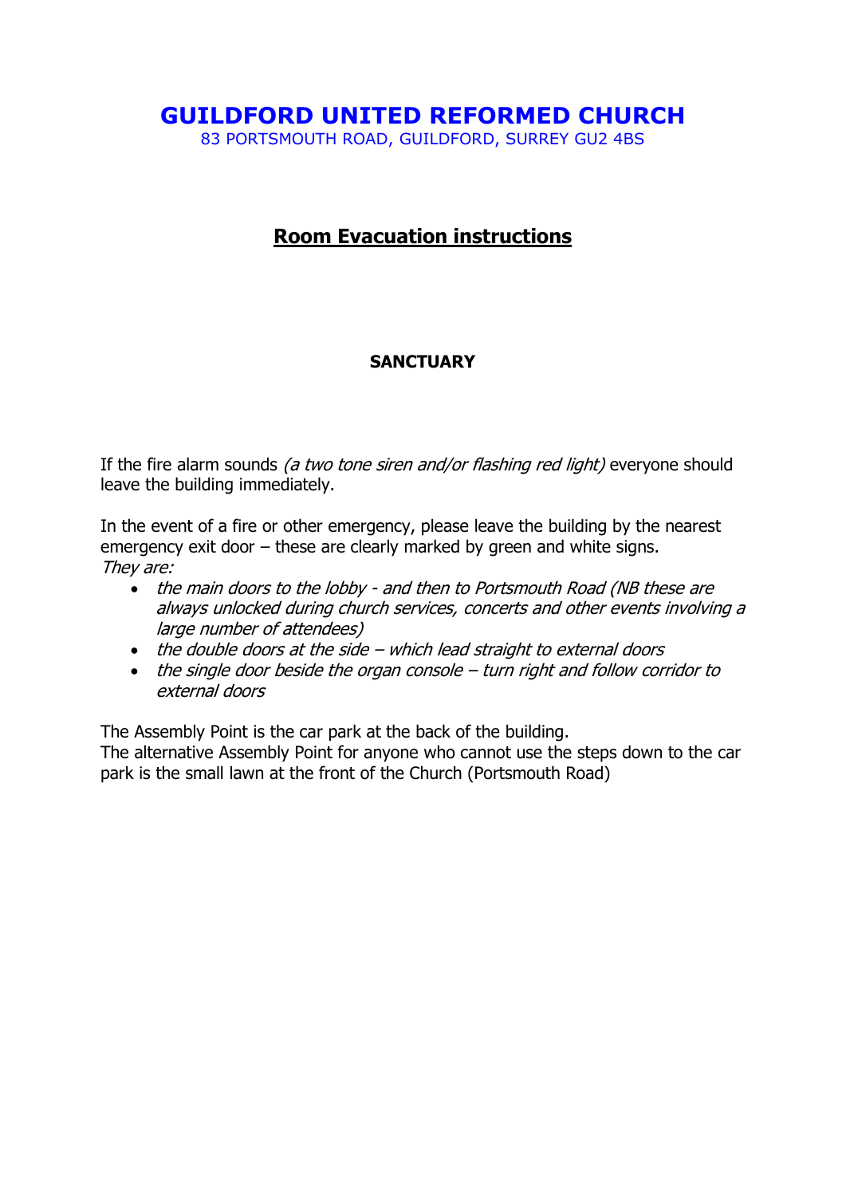# GUILDFORD UNITED REFORMED CHURCH

83 PORTSMOUTH ROAD, GUILDFORD, SURREY GU2 4BS

## Room Evacuation instructions

### SANCTUARY

If the fire alarm sounds *(a two tone siren and/or flashing red light)* everyone should leave the building immediately.

In the event of a fire or other emergency, please leave the building by the nearest emergency exit door – these are clearly marked by green and white signs.
*They are:*

- *the main doors to the lobby - and then to Portsmouth Road (NB these are always unlocked during church services, concerts and other events involving a large number of attendees)*
- *the double doors at the side – which lead straight to external doors*
- *the single door beside the organ console – turn right and follow corridor to external doors*

The Assembly Point is the car park at the back of the building.
The alternative Assembly Point for anyone who cannot use the steps down to the car park is the small lawn at the front of the Church (Portsmouth Road)